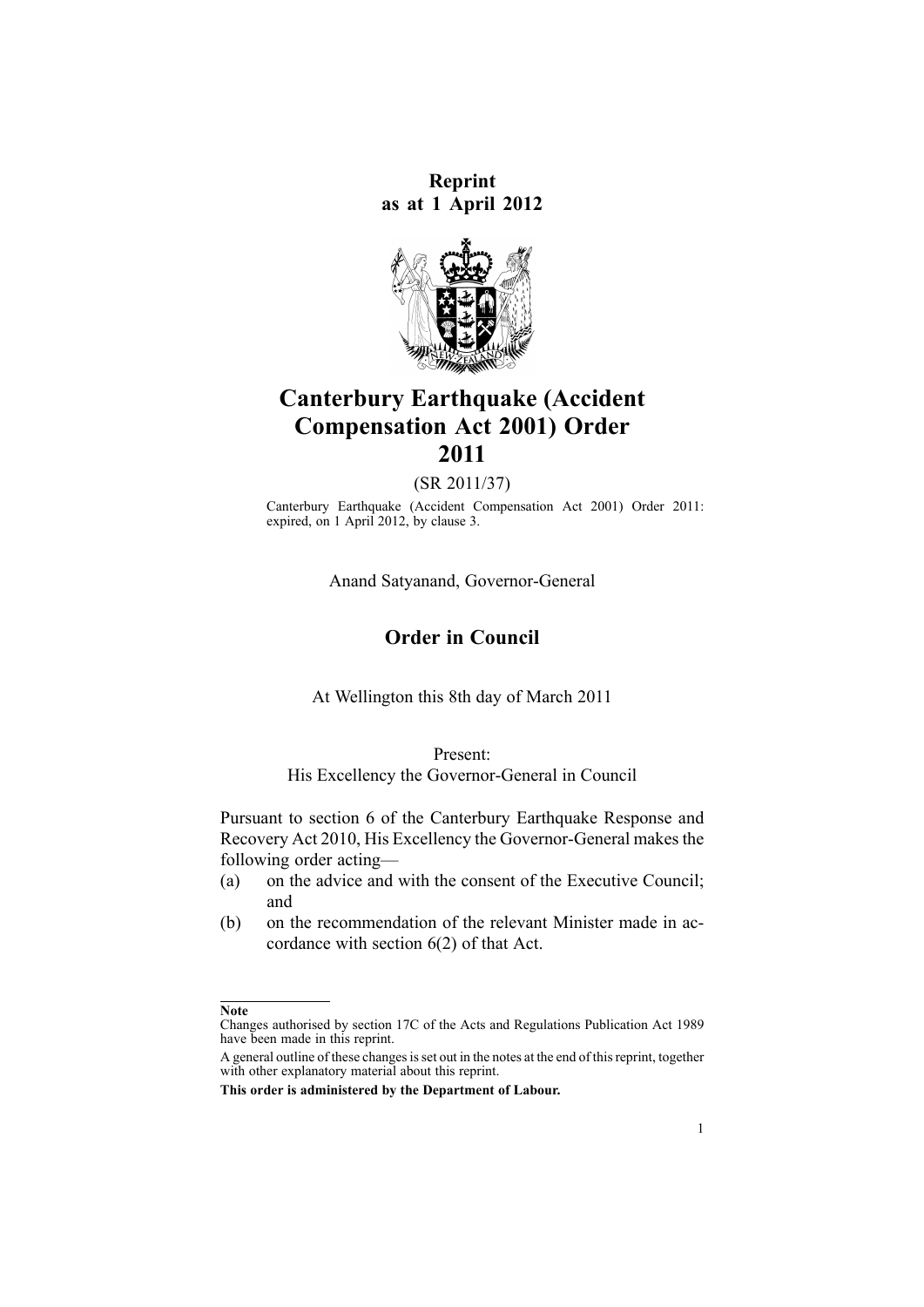**Reprint as at 1 April 2012**

# Canterbury Earthquake (Accident Compensation Act 2001) Order 2011

(SR 2011/37)

Canterbury Earthquake (Accident Compensation Act 2001) Order 2011: expired, on 1 April 2012, by clause 3.

Anand Satyanand, Governor-General

## Order in Council

At Wellington this 8th day of March 2011

Present:
His Excellency the Governor-General in Council

Pursuant to section 6 of the Canterbury Earthquake Response and Recovery Act 2010, His Excellency the Governor-General makes the following order acting—

(a) on the advice and with the consent of the Executive Council; and

(b) on the recommendation of the relevant Minister made in accordance with section 6(2) of that Act.

---

**Note**

Changes authorised by section 17C of the Acts and Regulations Publication Act 1989 have been made in this reprint.

A general outline of these changes is set out in the notes at the end of this reprint, together with other explanatory material about this reprint.

**This order is administered by the Department of Labour.**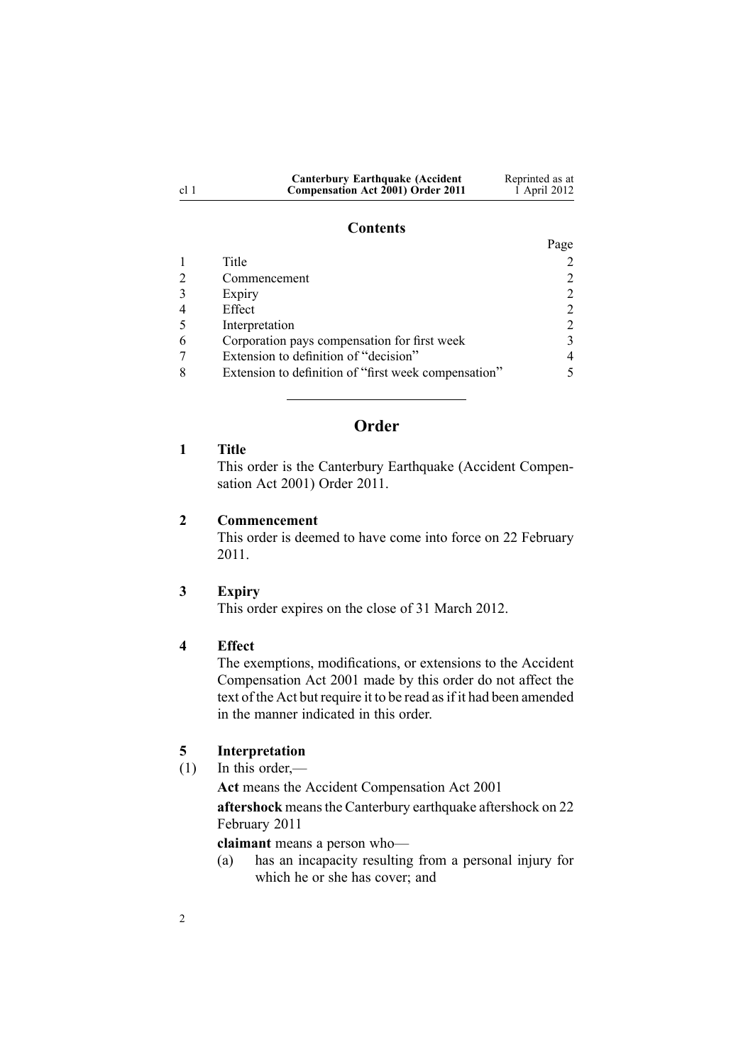## Contents

| | | Page |
|---|---|---|
| 1 | Title | 2 |
| 2 | Commencement | 2 |
| 3 | Expiry | 2 |
| 4 | Effect | 2 |
| 5 | Interpretation | 2 |
| 6 | Corporation pays compensation for first week | 3 |
| 7 | Extension to definition of "decision" | 4 |
| 8 | Extension to definition of "first week compensation" | 5 |

# Order

### 1 Title

This order is the Canterbury Earthquake (Accident Compensation Act 2001) Order 2011.

### 2 Commencement

This order is deemed to have come into force on 22 February 2011.

### 3 Expiry

This order expires on the close of 31 March 2012.

### 4 Effect

The exemptions, modifications, or extensions to the Accident Compensation Act 2001 made by this order do not affect the text of the Act but require it to be read as if it had been amended in the manner indicated in this order.

### 5 Interpretation

(1) In this order,—

**Act** means the Accident Compensation Act 2001

**aftershock** means the Canterbury earthquake aftershock on 22 February 2011

**claimant** means a person who—

(a) has an incapacity resulting from a personal injury for which he or she has cover; and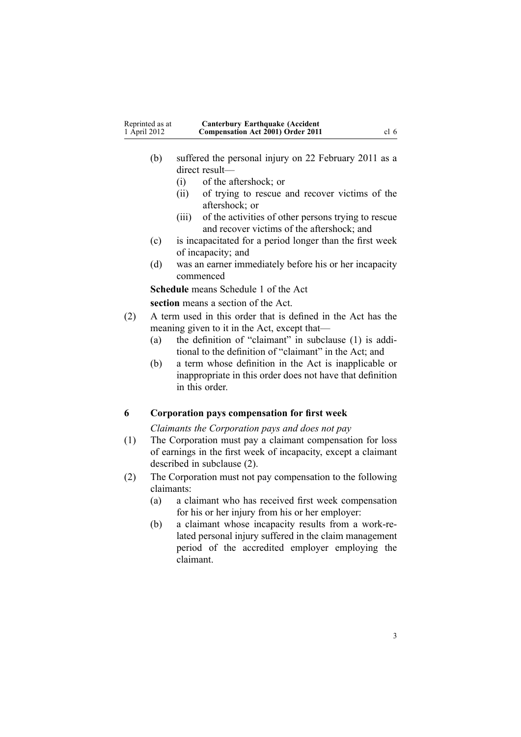(b) suffered the personal injury on 22 February 2011 as a direct result—

  (i) of the aftershock; or

  (ii) of trying to rescue and recover victims of the aftershock; or

  (iii) of the activities of other persons trying to rescue and recover victims of the aftershock; and

(c) is incapacitated for a period longer than the first week of incapacity; and

(d) was an earner immediately before his or her incapacity commenced

**Schedule** means Schedule 1 of the Act

**section** means a section of the Act.

(2) A term used in this order that is defined in the Act has the meaning given to it in the Act, except that—

  (a) the definition of "claimant" in subclause (1) is additional to the definition of "claimant" in the Act; and

  (b) a term whose definition in the Act is inapplicable or inappropriate in this order does not have that definition in this order.

### 6 Corporation pays compensation for first week

*Claimants the Corporation pays and does not pay*

(1) The Corporation must pay a claimant compensation for loss of earnings in the first week of incapacity, except a claimant described in subclause (2).

(2) The Corporation must not pay compensation to the following claimants:

  (a) a claimant who has received first week compensation for his or her injury from his or her employer:

  (b) a claimant whose incapacity results from a work-related personal injury suffered in the claim management period of the accredited employer employing the claimant.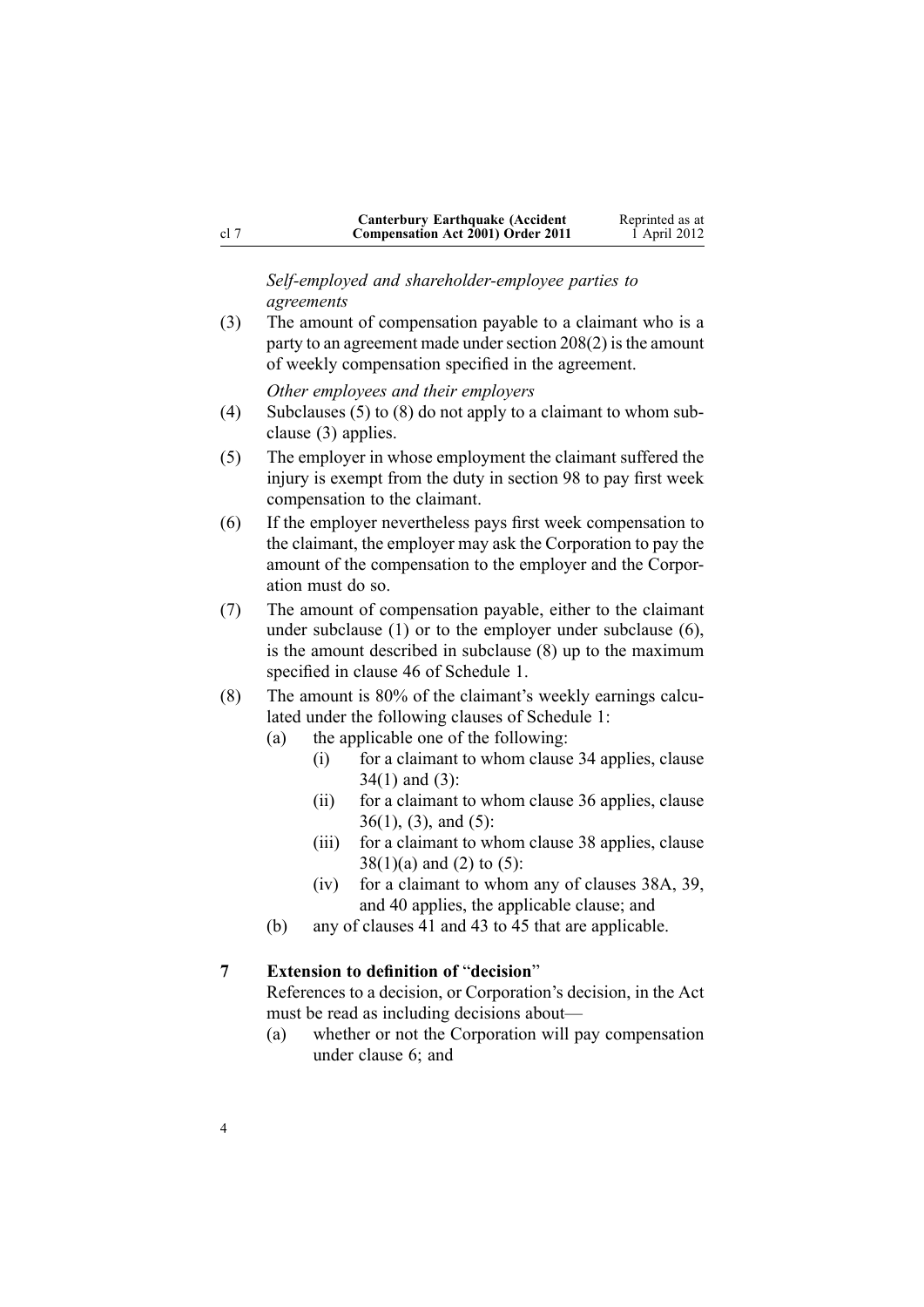*Self-employed and shareholder-employee parties to agreements*

(3) The amount of compensation payable to a claimant who is a party to an agreement made under section 208(2) is the amount of weekly compensation specified in the agreement.

*Other employees and their employers*

(4) Subclauses (5) to (8) do not apply to a claimant to whom subclause (3) applies.

(5) The employer in whose employment the claimant suffered the injury is exempt from the duty in section 98 to pay first week compensation to the claimant.

(6) If the employer nevertheless pays first week compensation to the claimant, the employer may ask the Corporation to pay the amount of the compensation to the employer and the Corporation must do so.

(7) The amount of compensation payable, either to the claimant under subclause (1) or to the employer under subclause (6), is the amount described in subclause (8) up to the maximum specified in clause 46 of Schedule 1.

(8) The amount is 80% of the claimant's weekly earnings calculated under the following clauses of Schedule 1:

- (a) the applicable one of the following:
  - (i) for a claimant to whom clause 34 applies, clause 34(1) and (3):
  - (ii) for a claimant to whom clause 36 applies, clause 36(1), (3), and (5):
  - (iii) for a claimant to whom clause 38 applies, clause 38(1)(a) and (2) to (5):
  - (iv) for a claimant to whom any of clauses 38A, 39, and 40 applies, the applicable clause; and
- (b) any of clauses 41 and 43 to 45 that are applicable.

**7 Extension to definition of "decision"**

References to a decision, or Corporation's decision, in the Act must be read as including decisions about—

- (a) whether or not the Corporation will pay compensation under clause 6; and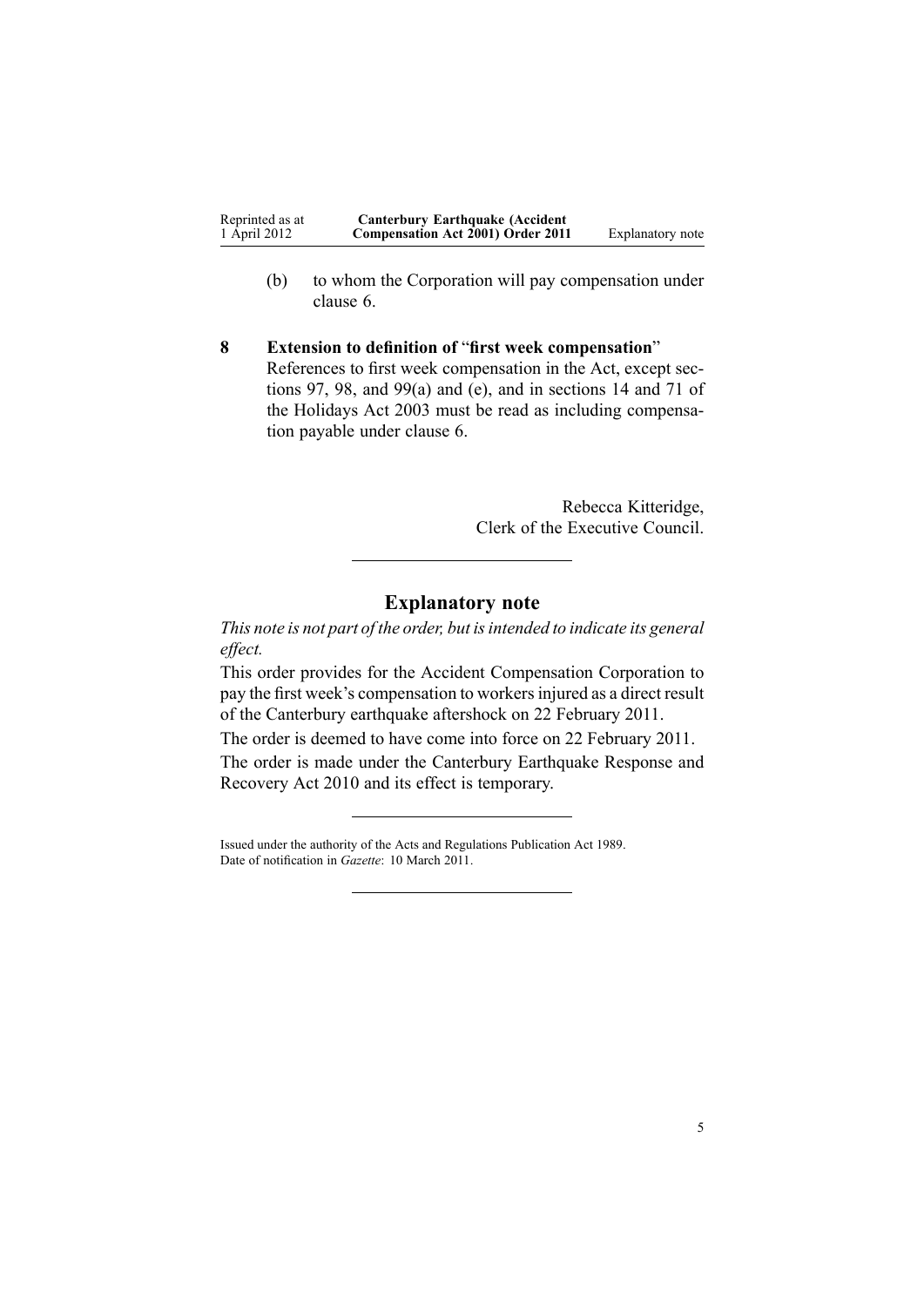(b) to whom the Corporation will pay compensation under clause 6.

**8 Extension to definition of "first week compensation"**

References to first week compensation in the Act, except sections 97, 98, and 99(a) and (e), and in sections 14 and 71 of the Holidays Act 2003 must be read as including compensation payable under clause 6.

Rebecca Kitteridge,
Clerk of the Executive Council.

---

## Explanatory note

*This note is not part of the order, but is intended to indicate its general effect.*

This order provides for the Accident Compensation Corporation to pay the first week's compensation to workers injured as a direct result of the Canterbury earthquake aftershock on 22 February 2011.

The order is deemed to have come into force on 22 February 2011.

The order is made under the Canterbury Earthquake Response and Recovery Act 2010 and its effect is temporary.

---

Issued under the authority of the Acts and Regulations Publication Act 1989.
Date of notification in *Gazette*: 10 March 2011.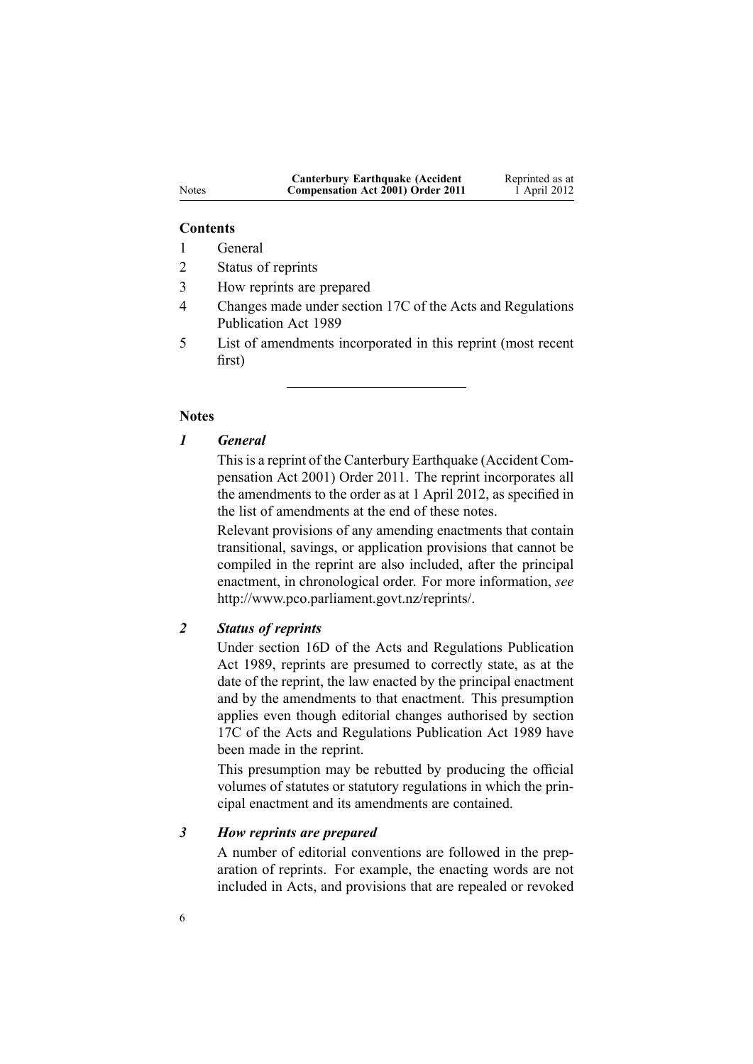**Contents**

1 General

2 Status of reprints

3 How reprints are prepared

4 Changes made under section 17C of the Acts and Regulations Publication Act 1989

5 List of amendments incorporated in this reprint (most recent first)

## Notes

### *1 General*

This is a reprint of the Canterbury Earthquake (Accident Compensation Act 2001) Order 2011. The reprint incorporates all the amendments to the order as at 1 April 2012, as specified in the list of amendments at the end of these notes.

Relevant provisions of any amending enactments that contain transitional, savings, or application provisions that cannot be compiled in the reprint are also included, after the principal enactment, in chronological order. For more information, *see* http://www.pco.parliament.govt.nz/reprints/.

### *2 Status of reprints*

Under section 16D of the Acts and Regulations Publication Act 1989, reprints are presumed to correctly state, as at the date of the reprint, the law enacted by the principal enactment and by the amendments to that enactment. This presumption applies even though editorial changes authorised by section 17C of the Acts and Regulations Publication Act 1989 have been made in the reprint.

This presumption may be rebutted by producing the official volumes of statutes or statutory regulations in which the principal enactment and its amendments are contained.

### *3 How reprints are prepared*

A number of editorial conventions are followed in the preparation of reprints. For example, the enacting words are not included in Acts, and provisions that are repealed or revoked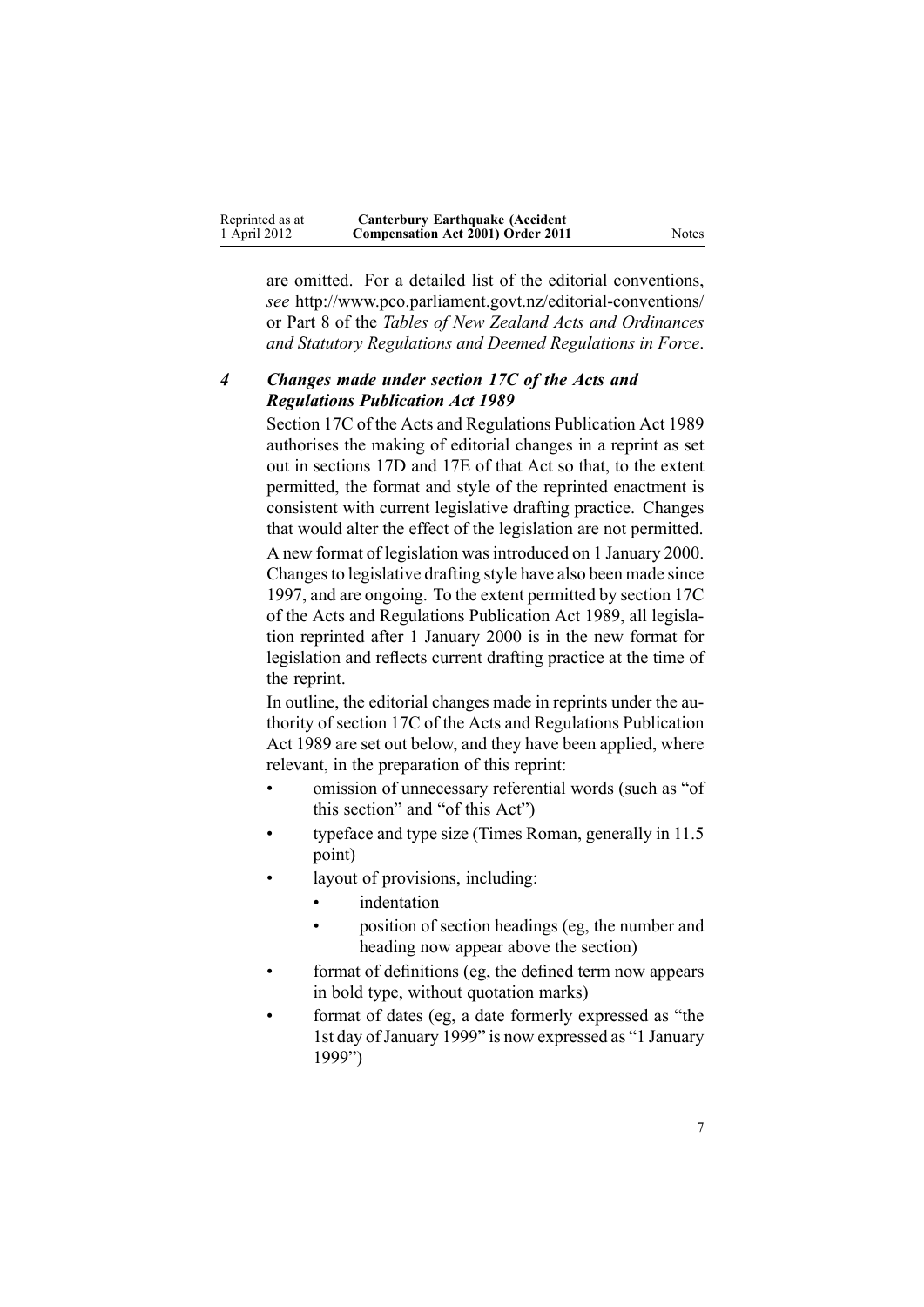are omitted. For a detailed list of the editorial conventions, *see* http://www.pco.parliament.govt.nz/editorial-conventions/ or Part 8 of the *Tables of New Zealand Acts and Ordinances and Statutory Regulations and Deemed Regulations in Force*.

### *4 Changes made under section 17C of the Acts and Regulations Publication Act 1989*

Section 17C of the Acts and Regulations Publication Act 1989 authorises the making of editorial changes in a reprint as set out in sections 17D and 17E of that Act so that, to the extent permitted, the format and style of the reprinted enactment is consistent with current legislative drafting practice. Changes that would alter the effect of the legislation are not permitted.

A new format of legislation was introduced on 1 January 2000. Changes to legislative drafting style have also been made since 1997, and are ongoing. To the extent permitted by section 17C of the Acts and Regulations Publication Act 1989, all legislation reprinted after 1 January 2000 is in the new format for legislation and reflects current drafting practice at the time of the reprint.

In outline, the editorial changes made in reprints under the authority of section 17C of the Acts and Regulations Publication Act 1989 are set out below, and they have been applied, where relevant, in the preparation of this reprint:

- omission of unnecessary referential words (such as "of this section" and "of this Act")
- typeface and type size (Times Roman, generally in 11.5 point)
- layout of provisions, including:
  - indentation
  - position of section headings (eg, the number and heading now appear above the section)
- format of definitions (eg, the defined term now appears in bold type, without quotation marks)
- format of dates (eg, a date formerly expressed as "the 1st day of January 1999" is now expressed as "1 January 1999")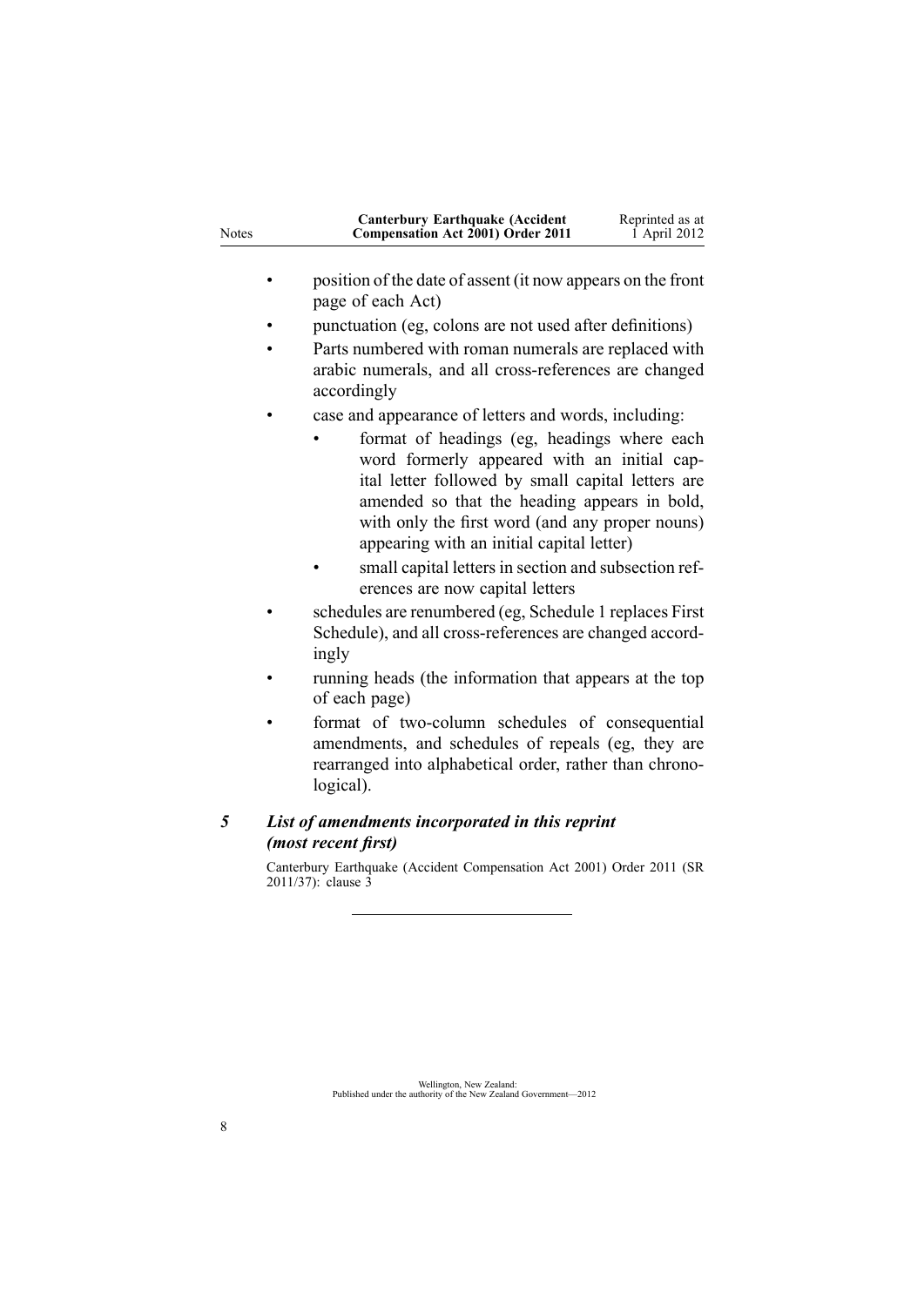- position of the date of assent (it now appears on the front page of each Act)
- punctuation (eg, colons are not used after definitions)
- Parts numbered with roman numerals are replaced with arabic numerals, and all cross-references are changed accordingly
- case and appearance of letters and words, including:
  - format of headings (eg, headings where each word formerly appeared with an initial capital letter followed by small capital letters are amended so that the heading appears in bold, with only the first word (and any proper nouns) appearing with an initial capital letter)
  - small capital letters in section and subsection references are now capital letters
- schedules are renumbered (eg, Schedule 1 replaces First Schedule), and all cross-references are changed accordingly
- running heads (the information that appears at the top of each page)
- format of two-column schedules of consequential amendments, and schedules of repeals (eg, they are rearranged into alphabetical order, rather than chronological).

### *5 List of amendments incorporated in this reprint (most recent first)*

Canterbury Earthquake (Accident Compensation Act 2001) Order 2011 (SR 2011/37): clause 3

Wellington, New Zealand:
Published under the authority of the New Zealand Government—2012